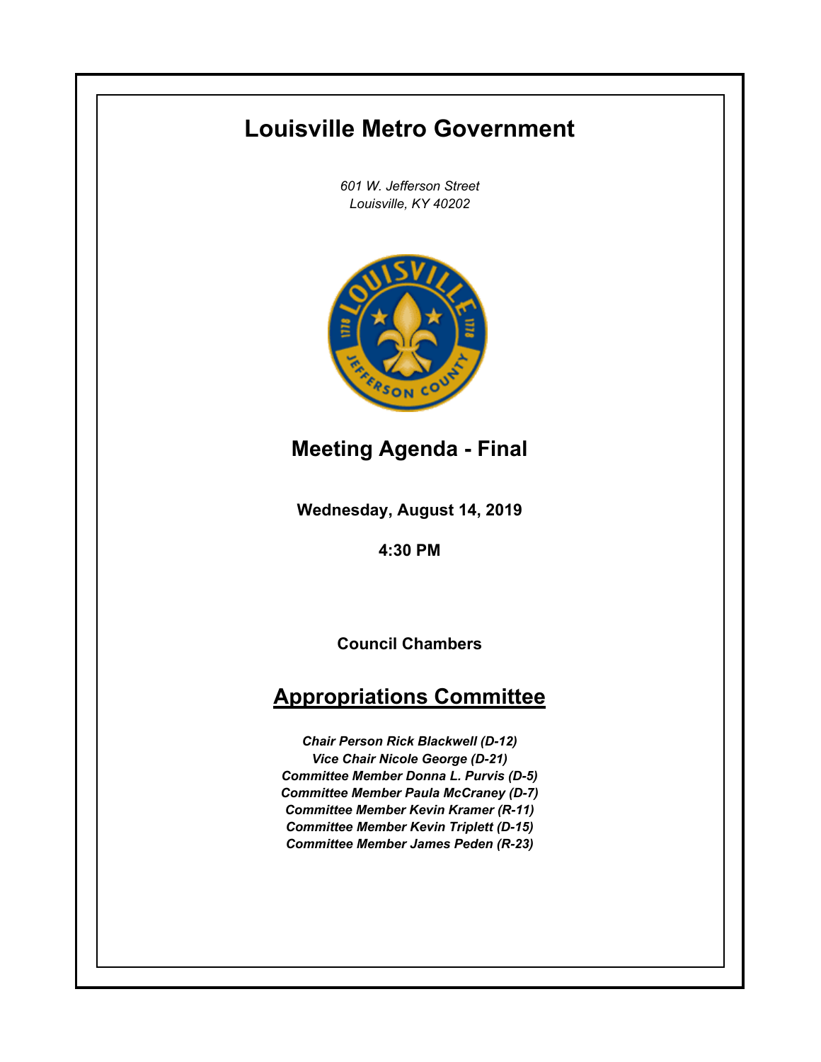# Louisville Metro Government

*601 W. Jefferson Street*
*Louisville, KY 40202*

## Meeting Agenda - Final

**Wednesday, August 14, 2019**

**4:30 PM**

**Council Chambers**

## Appropriations Committee

***Chair Person Rick Blackwell (D-12)***
***Vice Chair Nicole George (D-21)***
***Committee Member Donna L. Purvis (D-5)***
***Committee Member Paula McCraney (D-7)***
***Committee Member Kevin Kramer (R-11)***
***Committee Member Kevin Triplett (D-15)***
***Committee Member James Peden (R-23)***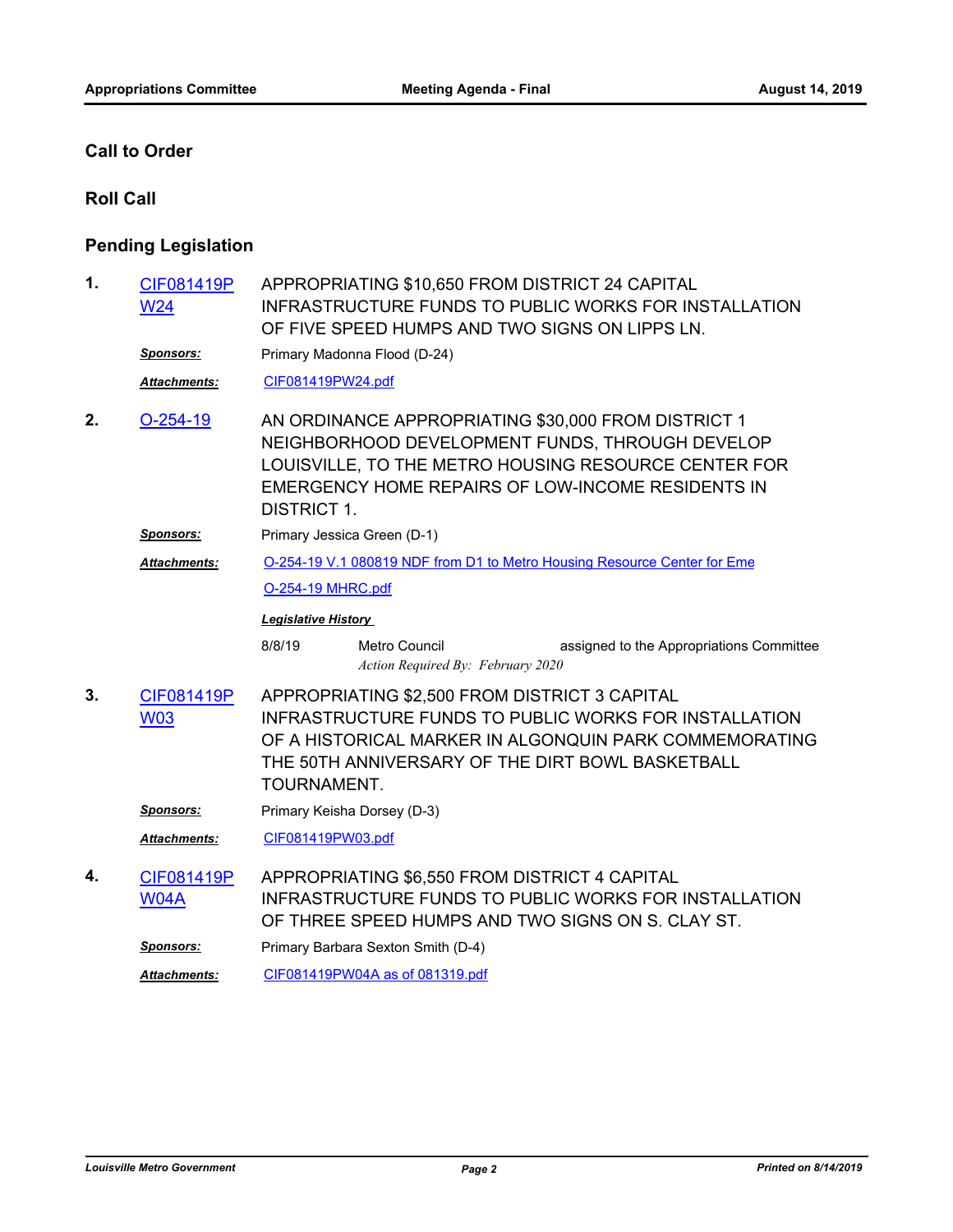## Call to Order

## Roll Call

## Pending Legislation

**1.** CIF081419PW24 — APPROPRIATING $10,650 FROM DISTRICT 24 CAPITAL INFRASTRUCTURE FUNDS TO PUBLIC WORKS FOR INSTALLATION OF FIVE SPEED HUMPS AND TWO SIGNS ON LIPPS LN.

***Sponsors:*** Primary Madonna Flood (D-24)

***Attachments:*** CIF081419PW24.pdf

**2.** O-254-19 — AN ORDINANCE APPROPRIATING $30,000 FROM DISTRICT 1 NEIGHBORHOOD DEVELOPMENT FUNDS, THROUGH DEVELOP LOUISVILLE, TO THE METRO HOUSING RESOURCE CENTER FOR EMERGENCY HOME REPAIRS OF LOW-INCOME RESIDENTS IN DISTRICT 1.

***Sponsors:*** Primary Jessica Green (D-1)

***Attachments:*** O-254-19 V.1 080819 NDF from D1 to Metro Housing Resource Center for Eme

O-254-19 MHRC.pdf

***Legislative History***

| | | |
|---|---|---|
| 8/8/19 | Metro Council | assigned to the Appropriations Committee |
| | *Action Required By: February 2020* | |

**3.** CIF081419PW03 — APPROPRIATING $2,500 FROM DISTRICT 3 CAPITAL INFRASTRUCTURE FUNDS TO PUBLIC WORKS FOR INSTALLATION OF A HISTORICAL MARKER IN ALGONQUIN PARK COMMEMORATING THE 50TH ANNIVERSARY OF THE DIRT BOWL BASKETBALL TOURNAMENT.

***Sponsors:*** Primary Keisha Dorsey (D-3)

***Attachments:*** CIF081419PW03.pdf

**4.** CIF081419PW04A — APPROPRIATING $6,550 FROM DISTRICT 4 CAPITAL INFRASTRUCTURE FUNDS TO PUBLIC WORKS FOR INSTALLATION OF THREE SPEED HUMPS AND TWO SIGNS ON S. CLAY ST.

***Sponsors:*** Primary Barbara Sexton Smith (D-4)

***Attachments:*** CIF081419PW04A as of 081319.pdf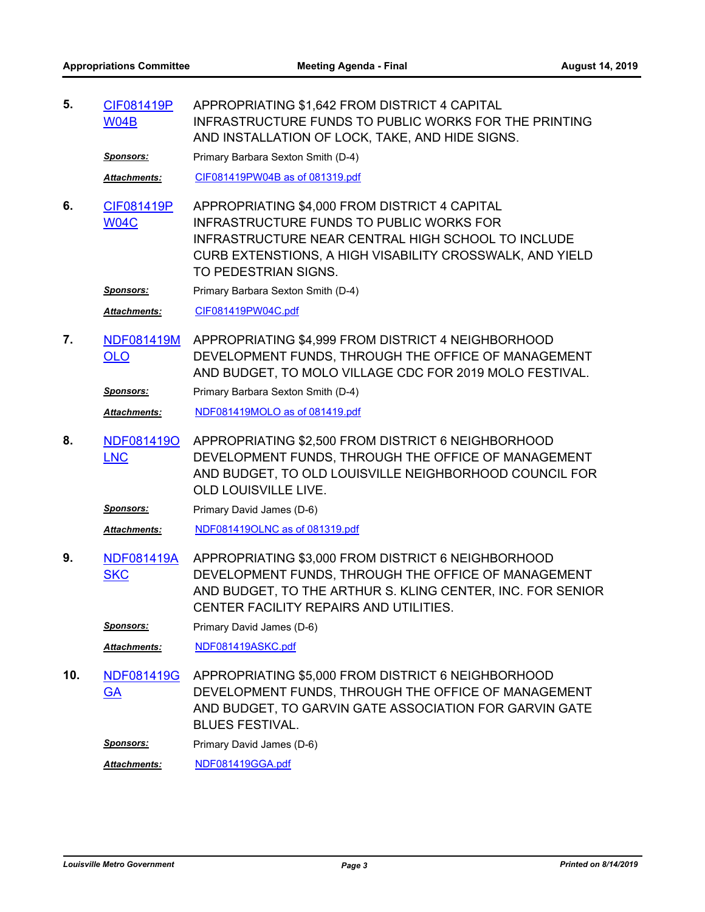5. **CIF081419PW04B** APPROPRIATING $1,642 FROM DISTRICT 4 CAPITAL INFRASTRUCTURE FUNDS TO PUBLIC WORKS FOR THE PRINTING AND INSTALLATION OF LOCK, TAKE, AND HIDE SIGNS.

   ***Sponsors:*** Primary Barbara Sexton Smith (D-4)

   ***Attachments:*** CIF081419PW04B as of 081319.pdf

6. **CIF081419PW04C** APPROPRIATING $4,000 FROM DISTRICT 4 CAPITAL INFRASTRUCTURE FUNDS TO PUBLIC WORKS FOR INFRASTRUCTURE NEAR CENTRAL HIGH SCHOOL TO INCLUDE CURB EXTENSTIONS, A HIGH VISABILITY CROSSWALK, AND YIELD TO PEDESTRIAN SIGNS.

   ***Sponsors:*** Primary Barbara Sexton Smith (D-4)

   ***Attachments:*** CIF081419PW04C.pdf

7. **NDF081419MOLO** APPROPRIATING $4,999 FROM DISTRICT 4 NEIGHBORHOOD DEVELOPMENT FUNDS, THROUGH THE OFFICE OF MANAGEMENT AND BUDGET, TO MOLO VILLAGE CDC FOR 2019 MOLO FESTIVAL.

   ***Sponsors:*** Primary Barbara Sexton Smith (D-4)

   ***Attachments:*** NDF081419MOLO as of 081419.pdf

8. **NDF081419OLNC** APPROPRIATING $2,500 FROM DISTRICT 6 NEIGHBORHOOD DEVELOPMENT FUNDS, THROUGH THE OFFICE OF MANAGEMENT AND BUDGET, TO OLD LOUISVILLE NEIGHBORHOOD COUNCIL FOR OLD LOUISVILLE LIVE.

   ***Sponsors:*** Primary David James (D-6)

   ***Attachments:*** NDF081419OLNC as of 081319.pdf

9. **NDF081419ASKC** APPROPRIATING $3,000 FROM DISTRICT 6 NEIGHBORHOOD DEVELOPMENT FUNDS, THROUGH THE OFFICE OF MANAGEMENT AND BUDGET, TO THE ARTHUR S. KLING CENTER, INC. FOR SENIOR CENTER FACILITY REPAIRS AND UTILITIES.

   ***Sponsors:*** Primary David James (D-6)

   ***Attachments:*** NDF081419ASKC.pdf

10. **NDF081419GGA** APPROPRIATING $5,000 FROM DISTRICT 6 NEIGHBORHOOD DEVELOPMENT FUNDS, THROUGH THE OFFICE OF MANAGEMENT AND BUDGET, TO GARVIN GATE ASSOCIATION FOR GARVIN GATE BLUES FESTIVAL.

    ***Sponsors:*** Primary David James (D-6)

    ***Attachments:*** NDF081419GGA.pdf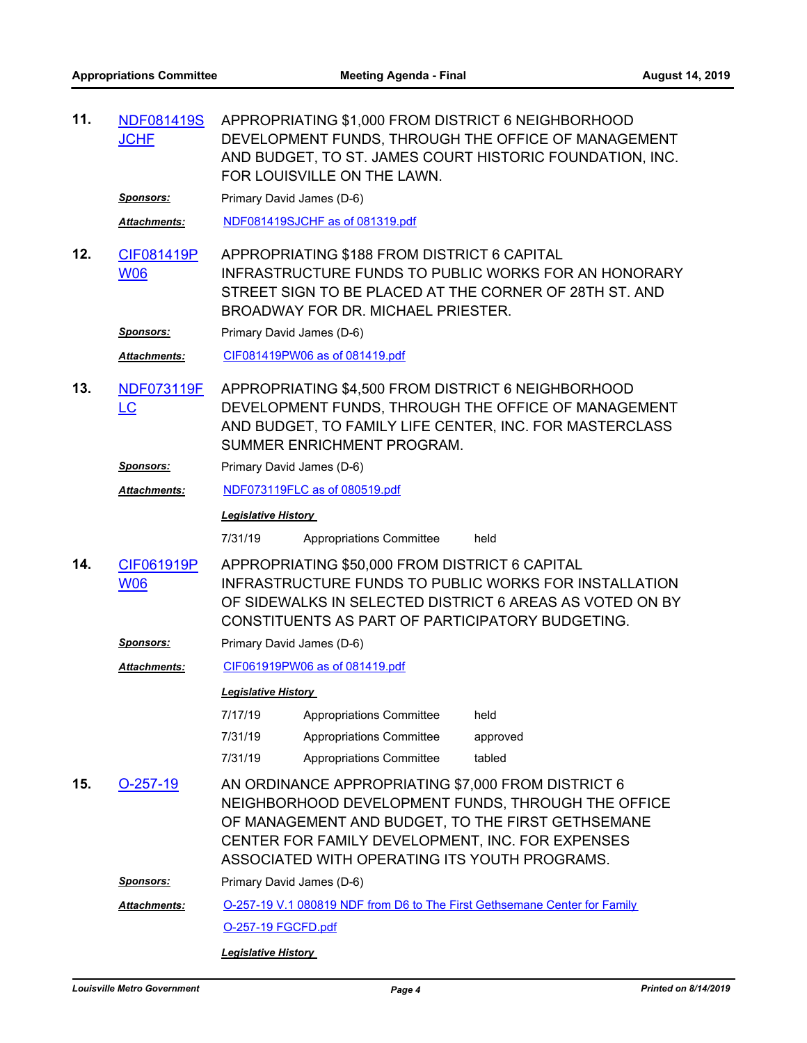**11.** NDF081419SJCHF

APPROPRIATING $1,000 FROM DISTRICT 6 NEIGHBORHOOD DEVELOPMENT FUNDS, THROUGH THE OFFICE OF MANAGEMENT AND BUDGET, TO ST. JAMES COURT HISTORIC FOUNDATION, INC. FOR LOUISVILLE ON THE LAWN.

***Sponsors:*** Primary David James (D-6)

***Attachments:*** NDF081419SJCHF as of 081319.pdf

**12.** CIF081419PW06

APPROPRIATING $188 FROM DISTRICT 6 CAPITAL INFRASTRUCTURE FUNDS TO PUBLIC WORKS FOR AN HONORARY STREET SIGN TO BE PLACED AT THE CORNER OF 28TH ST. AND BROADWAY FOR DR. MICHAEL PRIESTER.

***Sponsors:*** Primary David James (D-6)

***Attachments:*** CIF081419PW06 as of 081419.pdf

**13.** NDF073119FLC

APPROPRIATING $4,500 FROM DISTRICT 6 NEIGHBORHOOD DEVELOPMENT FUNDS, THROUGH THE OFFICE OF MANAGEMENT AND BUDGET, TO FAMILY LIFE CENTER, INC. FOR MASTERCLASS SUMMER ENRICHMENT PROGRAM.

***Sponsors:*** Primary David James (D-6)

***Attachments:*** NDF073119FLC as of 080519.pdf

***Legislative History***

| | | |
|---|---|---|
| 7/31/19 | Appropriations Committee | held |

**14.** CIF061919PW06

APPROPRIATING $50,000 FROM DISTRICT 6 CAPITAL INFRASTRUCTURE FUNDS TO PUBLIC WORKS FOR INSTALLATION OF SIDEWALKS IN SELECTED DISTRICT 6 AREAS AS VOTED ON BY CONSTITUENTS AS PART OF PARTICIPATORY BUDGETING.

***Sponsors:*** Primary David James (D-6)

***Attachments:*** CIF061919PW06 as of 081419.pdf

***Legislative History***

| | | |
|---|---|---|
| 7/17/19 | Appropriations Committee | held |
| 7/31/19 | Appropriations Committee | approved |
| 7/31/19 | Appropriations Committee | tabled |

**15.** O-257-19

AN ORDINANCE APPROPRIATING $7,000 FROM DISTRICT 6 NEIGHBORHOOD DEVELOPMENT FUNDS, THROUGH THE OFFICE OF MANAGEMENT AND BUDGET, TO THE FIRST GETHSEMANE CENTER FOR FAMILY DEVELOPMENT, INC. FOR EXPENSES ASSOCIATED WITH OPERATING ITS YOUTH PROGRAMS.

***Sponsors:*** Primary David James (D-6)

***Attachments:*** O-257-19 V.1 080819 NDF from D6 to The First Gethsemane Center for Family

O-257-19 FGCFD.pdf

***Legislative History***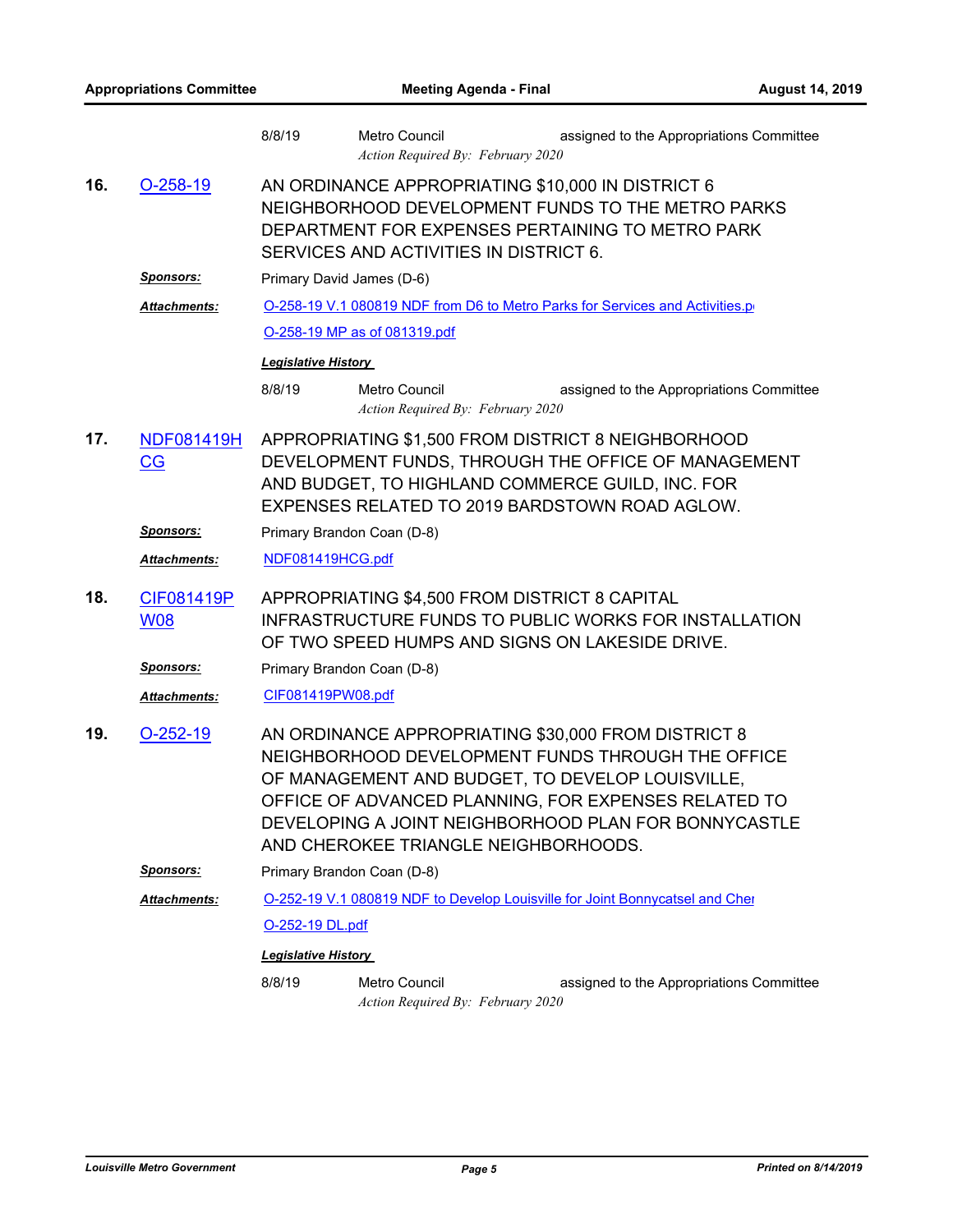| | | |
|---|---|---|
| 8/8/19 | Metro Council<br>*Action Required By: February 2020* | assigned to the Appropriations Committee |

**16.** O-258-19

AN ORDINANCE APPROPRIATING $10,000 IN DISTRICT 6 NEIGHBORHOOD DEVELOPMENT FUNDS TO THE METRO PARKS DEPARTMENT FOR EXPENSES PERTAINING TO METRO PARK SERVICES AND ACTIVITIES IN DISTRICT 6.

***Sponsors:*** Primary David James (D-6)

***Attachments:*** O-258-19 V.1 080819 NDF from D6 to Metro Parks for Services and Activities.p

O-258-19 MP as of 081319.pdf

***Legislative History***

| | | |
|---|---|---|
| 8/8/19 | Metro Council<br>*Action Required By: February 2020* | assigned to the Appropriations Committee |

**17.** NDF081419HCG

APPROPRIATING $1,500 FROM DISTRICT 8 NEIGHBORHOOD DEVELOPMENT FUNDS, THROUGH THE OFFICE OF MANAGEMENT AND BUDGET, TO HIGHLAND COMMERCE GUILD, INC. FOR EXPENSES RELATED TO 2019 BARDSTOWN ROAD AGLOW.

***Sponsors:*** Primary Brandon Coan (D-8)

***Attachments:*** NDF081419HCG.pdf

**18.** CIF081419PW08

APPROPRIATING $4,500 FROM DISTRICT 8 CAPITAL INFRASTRUCTURE FUNDS TO PUBLIC WORKS FOR INSTALLATION OF TWO SPEED HUMPS AND SIGNS ON LAKESIDE DRIVE.

***Sponsors:*** Primary Brandon Coan (D-8)

***Attachments:*** CIF081419PW08.pdf

**19.** O-252-19

AN ORDINANCE APPROPRIATING $30,000 FROM DISTRICT 8 NEIGHBORHOOD DEVELOPMENT FUNDS THROUGH THE OFFICE OF MANAGEMENT AND BUDGET, TO DEVELOP LOUISVILLE, OFFICE OF ADVANCED PLANNING, FOR EXPENSES RELATED TO DEVELOPING A JOINT NEIGHBORHOOD PLAN FOR BONNYCASTLE AND CHEROKEE TRIANGLE NEIGHBORHOODS.

***Sponsors:*** Primary Brandon Coan (D-8)

***Attachments:*** O-252-19 V.1 080819 NDF to Develop Louisville for Joint Bonnycatsel and Cher

O-252-19 DL.pdf

***Legislative History***

| | | |
|---|---|---|
| 8/8/19 | Metro Council<br>*Action Required By: February 2020* | assigned to the Appropriations Committee |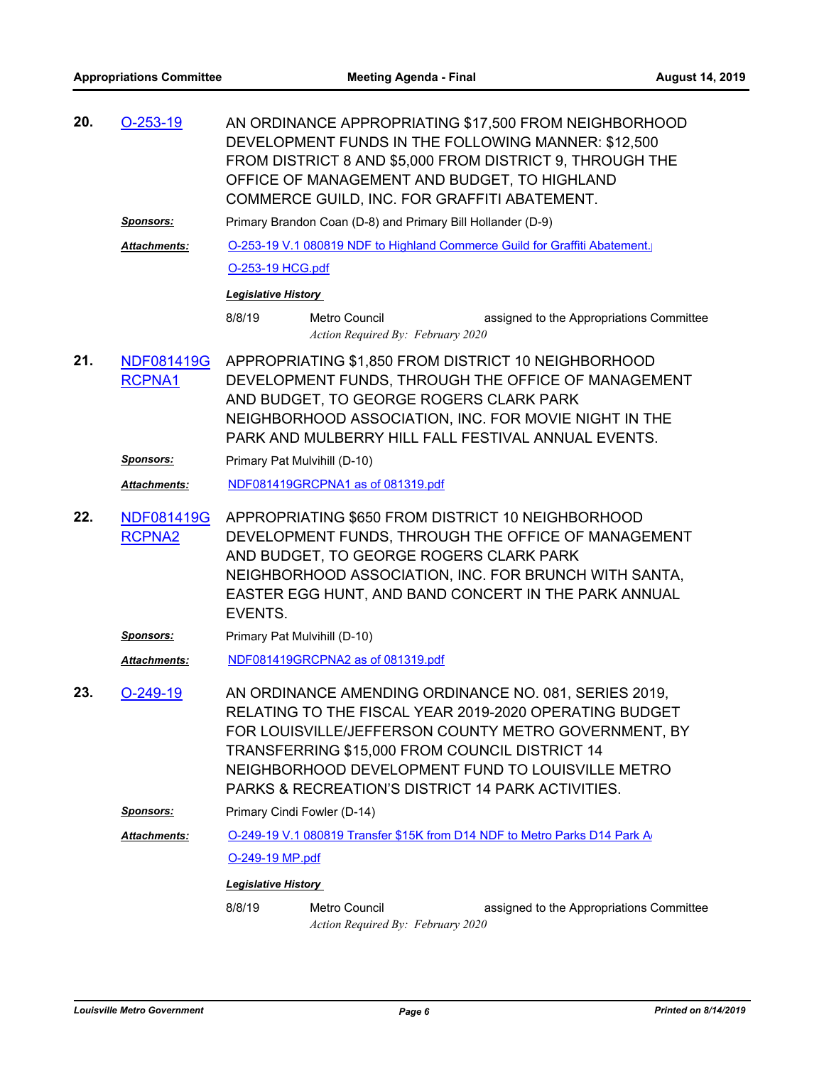**20.** O-253-19

AN ORDINANCE APPROPRIATING $17,500 FROM NEIGHBORHOOD DEVELOPMENT FUNDS IN THE FOLLOWING MANNER: $12,500 FROM DISTRICT 8 AND $5,000 FROM DISTRICT 9, THROUGH THE OFFICE OF MANAGEMENT AND BUDGET, TO HIGHLAND COMMERCE GUILD, INC. FOR GRAFFITI ABATEMENT.

***Sponsors:*** Primary Brandon Coan (D-8) and Primary Bill Hollander (D-9)

***Attachments:*** O-253-19 V.1 080819 NDF to Highland Commerce Guild for Graffiti Abatement.

O-253-19 HCG.pdf

***Legislative History***

8/8/19 Metro Council assigned to the Appropriations Committee

*Action Required By: February 2020*

**21.** NDF081419GRCPNA1

APPROPRIATING $1,850 FROM DISTRICT 10 NEIGHBORHOOD DEVELOPMENT FUNDS, THROUGH THE OFFICE OF MANAGEMENT AND BUDGET, TO GEORGE ROGERS CLARK PARK NEIGHBORHOOD ASSOCIATION, INC. FOR MOVIE NIGHT IN THE PARK AND MULBERRY HILL FALL FESTIVAL ANNUAL EVENTS.

***Sponsors:*** Primary Pat Mulvihill (D-10)

***Attachments:*** NDF081419GRCPNA1 as of 081319.pdf

**22.** NDF081419GRCPNA2

APPROPRIATING $650 FROM DISTRICT 10 NEIGHBORHOOD DEVELOPMENT FUNDS, THROUGH THE OFFICE OF MANAGEMENT AND BUDGET, TO GEORGE ROGERS CLARK PARK NEIGHBORHOOD ASSOCIATION, INC. FOR BRUNCH WITH SANTA, EASTER EGG HUNT, AND BAND CONCERT IN THE PARK ANNUAL EVENTS.

***Sponsors:*** Primary Pat Mulvihill (D-10)

***Attachments:*** NDF081419GRCPNA2 as of 081319.pdf

**23.** O-249-19

AN ORDINANCE AMENDING ORDINANCE NO. 081, SERIES 2019, RELATING TO THE FISCAL YEAR 2019-2020 OPERATING BUDGET FOR LOUISVILLE/JEFFERSON COUNTY METRO GOVERNMENT, BY TRANSFERRING $15,000 FROM COUNCIL DISTRICT 14 NEIGHBORHOOD DEVELOPMENT FUND TO LOUISVILLE METRO PARKS & RECREATION'S DISTRICT 14 PARK ACTIVITIES.

***Sponsors:*** Primary Cindi Fowler (D-14)

***Attachments:*** O-249-19 V.1 080819 Transfer $15K from D14 NDF to Metro Parks D14 Park A

O-249-19 MP.pdf

***Legislative History***

8/8/19 Metro Council assigned to the Appropriations Committee

*Action Required By: February 2020*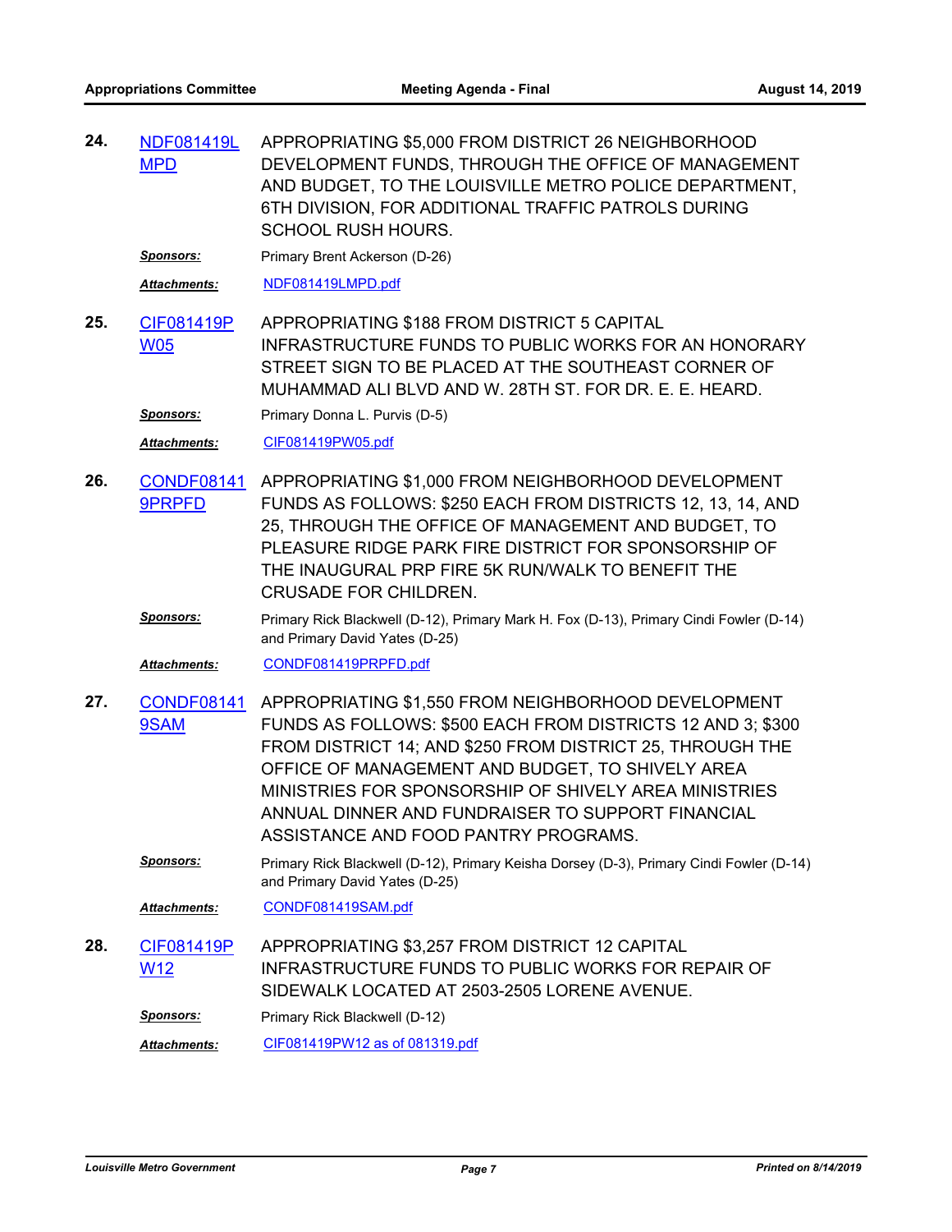**24.** NDF081419LMPD

APPROPRIATING $5,000 FROM DISTRICT 26 NEIGHBORHOOD DEVELOPMENT FUNDS, THROUGH THE OFFICE OF MANAGEMENT AND BUDGET, TO THE LOUISVILLE METRO POLICE DEPARTMENT, 6TH DIVISION, FOR ADDITIONAL TRAFFIC PATROLS DURING SCHOOL RUSH HOURS.

***Sponsors:*** Primary Brent Ackerson (D-26)

***Attachments:*** NDF081419LMPD.pdf

**25.** CIF081419PW05

APPROPRIATING $188 FROM DISTRICT 5 CAPITAL INFRASTRUCTURE FUNDS TO PUBLIC WORKS FOR AN HONORARY STREET SIGN TO BE PLACED AT THE SOUTHEAST CORNER OF MUHAMMAD ALI BLVD AND W. 28TH ST. FOR DR. E. E. HEARD.

***Sponsors:*** Primary Donna L. Purvis (D-5)

***Attachments:*** CIF081419PW05.pdf

**26.** CONDF081419PRPFD

APPROPRIATING $1,000 FROM NEIGHBORHOOD DEVELOPMENT FUNDS AS FOLLOWS: $250 EACH FROM DISTRICTS 12, 13, 14, AND 25, THROUGH THE OFFICE OF MANAGEMENT AND BUDGET, TO PLEASURE RIDGE PARK FIRE DISTRICT FOR SPONSORSHIP OF THE INAUGURAL PRP FIRE 5K RUN/WALK TO BENEFIT THE CRUSADE FOR CHILDREN.

***Sponsors:*** Primary Rick Blackwell (D-12), Primary Mark H. Fox (D-13), Primary Cindi Fowler (D-14) and Primary David Yates (D-25)

***Attachments:*** CONDF081419PRPFD.pdf

**27.** CONDF081419SAM

APPROPRIATING $1,550 FROM NEIGHBORHOOD DEVELOPMENT FUNDS AS FOLLOWS: $500 EACH FROM DISTRICTS 12 AND 3; $300 FROM DISTRICT 14; AND $250 FROM DISTRICT 25, THROUGH THE OFFICE OF MANAGEMENT AND BUDGET, TO SHIVELY AREA MINISTRIES FOR SPONSORSHIP OF SHIVELY AREA MINISTRIES ANNUAL DINNER AND FUNDRAISER TO SUPPORT FINANCIAL ASSISTANCE AND FOOD PANTRY PROGRAMS.

***Sponsors:*** Primary Rick Blackwell (D-12), Primary Keisha Dorsey (D-3), Primary Cindi Fowler (D-14) and Primary David Yates (D-25)

***Attachments:*** CONDF081419SAM.pdf

**28.** CIF081419PW12

APPROPRIATING $3,257 FROM DISTRICT 12 CAPITAL INFRASTRUCTURE FUNDS TO PUBLIC WORKS FOR REPAIR OF SIDEWALK LOCATED AT 2503-2505 LORENE AVENUE.

***Sponsors:*** Primary Rick Blackwell (D-12)

***Attachments:*** CIF081419PW12 as of 081319.pdf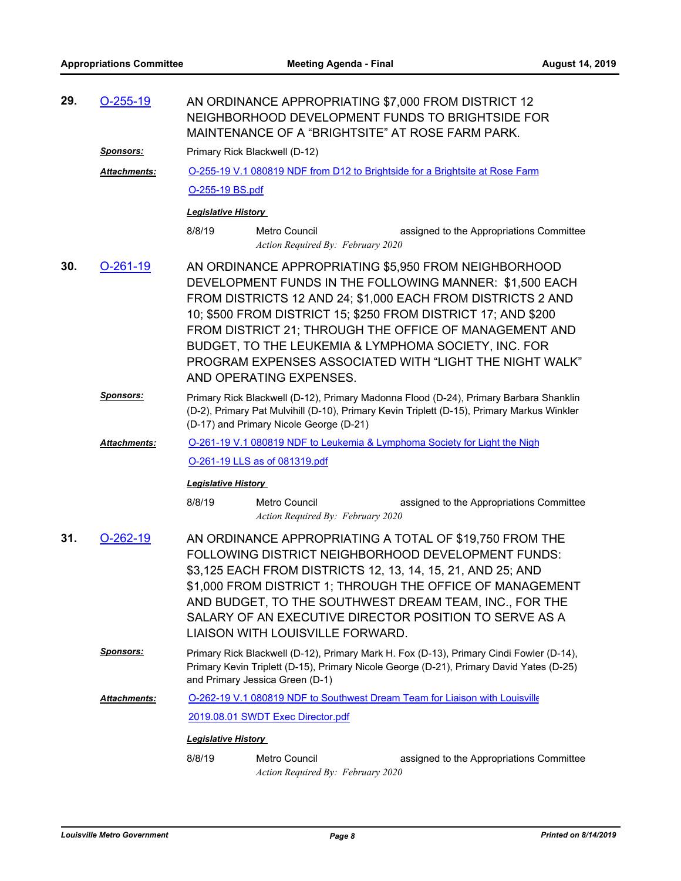**29.** O-255-19

AN ORDINANCE APPROPRIATING $7,000 FROM DISTRICT 12 NEIGHBORHOOD DEVELOPMENT FUNDS TO BRIGHTSIDE FOR MAINTENANCE OF A "BRIGHTSITE" AT ROSE FARM PARK.

***Sponsors:*** Primary Rick Blackwell (D-12)

***Attachments:*** O-255-19 V.1 080819 NDF from D12 to Brightside for a Brightsite at Rose Farm

O-255-19 BS.pdf

***Legislative History***

8/8/19 Metro Council assigned to the Appropriations Committee

*Action Required By: February 2020*

**30.** O-261-19

AN ORDINANCE APPROPRIATING $5,950 FROM NEIGHBORHOOD DEVELOPMENT FUNDS IN THE FOLLOWING MANNER: $1,500 EACH FROM DISTRICTS 12 AND 24; $1,000 EACH FROM DISTRICTS 2 AND 10; $500 FROM DISTRICT 15; $250 FROM DISTRICT 17; AND $200 FROM DISTRICT 21; THROUGH THE OFFICE OF MANAGEMENT AND BUDGET, TO THE LEUKEMIA & LYMPHOMA SOCIETY, INC. FOR PROGRAM EXPENSES ASSOCIATED WITH "LIGHT THE NIGHT WALK" AND OPERATING EXPENSES.

***Sponsors:*** Primary Rick Blackwell (D-12), Primary Madonna Flood (D-24), Primary Barbara Shanklin (D-2), Primary Pat Mulvihill (D-10), Primary Kevin Triplett (D-15), Primary Markus Winkler (D-17) and Primary Nicole George (D-21)

***Attachments:*** O-261-19 V.1 080819 NDF to Leukemia & Lymphoma Society for Light the Nigh

O-261-19 LLS as of 081319.pdf

***Legislative History***

8/8/19 Metro Council assigned to the Appropriations Committee

*Action Required By: February 2020*

**31.** O-262-19

AN ORDINANCE APPROPRIATING A TOTAL OF $19,750 FROM THE FOLLOWING DISTRICT NEIGHBORHOOD DEVELOPMENT FUNDS: $3,125 EACH FROM DISTRICTS 12, 13, 14, 15, 21, AND 25; AND $1,000 FROM DISTRICT 1; THROUGH THE OFFICE OF MANAGEMENT AND BUDGET, TO THE SOUTHWEST DREAM TEAM, INC., FOR THE SALARY OF AN EXECUTIVE DIRECTOR POSITION TO SERVE AS A LIAISON WITH LOUISVILLE FORWARD.

***Sponsors:*** Primary Rick Blackwell (D-12), Primary Mark H. Fox (D-13), Primary Cindi Fowler (D-14), Primary Kevin Triplett (D-15), Primary Nicole George (D-21), Primary David Yates (D-25) and Primary Jessica Green (D-1)

***Attachments:*** O-262-19 V.1 080819 NDF to Southwest Dream Team for Liaison with Louisville

2019.08.01 SWDT Exec Director.pdf

***Legislative History***

8/8/19 Metro Council assigned to the Appropriations Committee

*Action Required By: February 2020*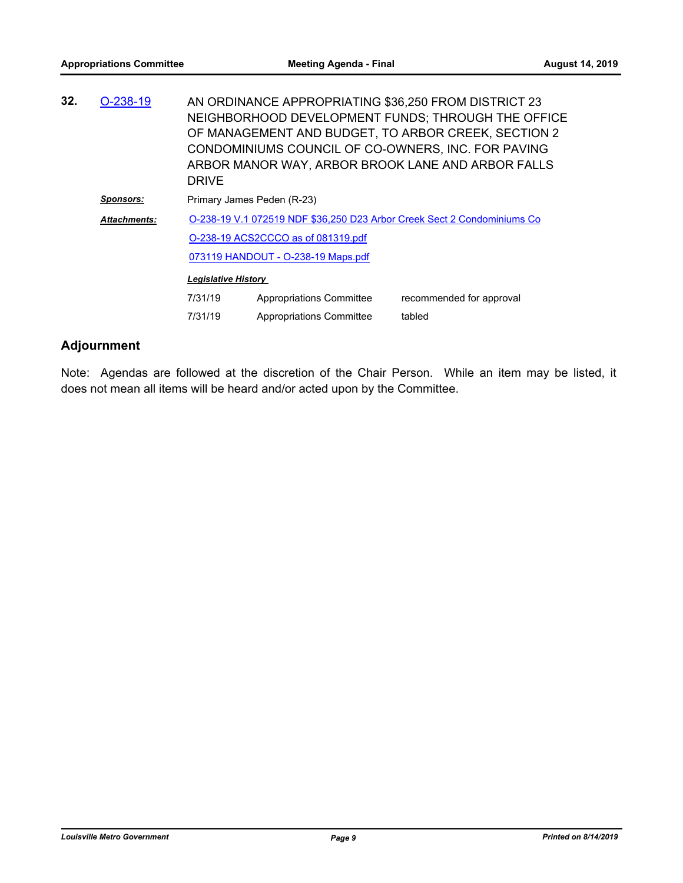**32.** O-238-19 AN ORDINANCE APPROPRIATING $36,250 FROM DISTRICT 23 NEIGHBORHOOD DEVELOPMENT FUNDS; THROUGH THE OFFICE OF MANAGEMENT AND BUDGET, TO ARBOR CREEK, SECTION 2 CONDOMINIUMS COUNCIL OF CO-OWNERS, INC. FOR PAVING ARBOR MANOR WAY, ARBOR BROOK LANE AND ARBOR FALLS DRIVE

***Sponsors:*** Primary James Peden (R-23)

***Attachments:*** O-238-19 V.1 072519 NDF $36,250 D23 Arbor Creek Sect 2 Condominiums Co

O-238-19 ACS2CCCO as of 081319.pdf

073119 HANDOUT - O-238-19 Maps.pdf

***Legislative History***

| | | |
|---|---|---|
| 7/31/19 | Appropriations Committee | recommended for approval |
| 7/31/19 | Appropriations Committee | tabled |

## Adjournment

Note: Agendas are followed at the discretion of the Chair Person. While an item may be listed, it does not mean all items will be heard and/or acted upon by the Committee.